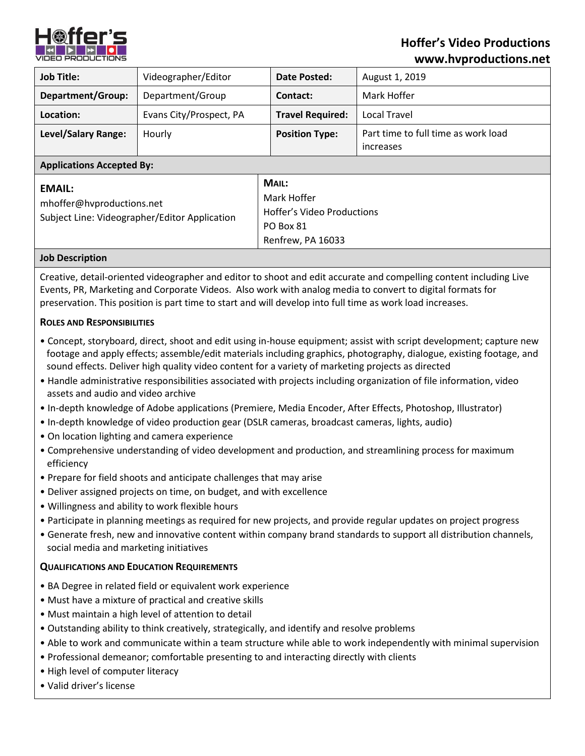# Hoffer's Video Productions
## www.hvproductions.net

| Job Title: | Videographer/Editor | Date Posted: | August 1, 2019 |
|---|---|---|---|
| Department/Group: | Department/Group | Contact: | Mark Hoffer |
| Location: | Evans City/Prospect, PA | Travel Required: | Local Travel |
| Level/Salary Range: | Hourly | Position Type: | Part time to full time as work load increases |

### Applications Accepted By:

**EMAIL:**
mhoffer@hvproductions.net
Subject Line: Videographer/Editor Application

**MAIL:**
Mark Hoffer
Hoffer's Video Productions
PO Box 81
Renfrew, PA 16033

### Job Description

Creative, detail-oriented videographer and editor to shoot and edit accurate and compelling content including Live Events, PR, Marketing and Corporate Videos. Also work with analog media to convert to digital formats for preservation. This position is part time to start and will develop into full time as work load increases.

**ROLES AND RESPONSIBILITIES**

- Concept, storyboard, direct, shoot and edit using in-house equipment; assist with script development; capture new footage and apply effects; assemble/edit materials including graphics, photography, dialogue, existing footage, and sound effects. Deliver high quality video content for a variety of marketing projects as directed
- Handle administrative responsibilities associated with projects including organization of file information, video assets and audio and video archive
- In-depth knowledge of Adobe applications (Premiere, Media Encoder, After Effects, Photoshop, Illustrator)
- In-depth knowledge of video production gear (DSLR cameras, broadcast cameras, lights, audio)
- On location lighting and camera experience
- Comprehensive understanding of video development and production, and streamlining process for maximum efficiency
- Prepare for field shoots and anticipate challenges that may arise
- Deliver assigned projects on time, on budget, and with excellence
- Willingness and ability to work flexible hours
- Participate in planning meetings as required for new projects, and provide regular updates on project progress
- Generate fresh, new and innovative content within company brand standards to support all distribution channels, social media and marketing initiatives

**QUALIFICATIONS AND EDUCATION REQUIREMENTS**

- BA Degree in related field or equivalent work experience
- Must have a mixture of practical and creative skills
- Must maintain a high level of attention to detail
- Outstanding ability to think creatively, strategically, and identify and resolve problems
- Able to work and communicate within a team structure while able to work independently with minimal supervision
- Professional demeanor; comfortable presenting to and interacting directly with clients
- High level of computer literacy
- Valid driver's license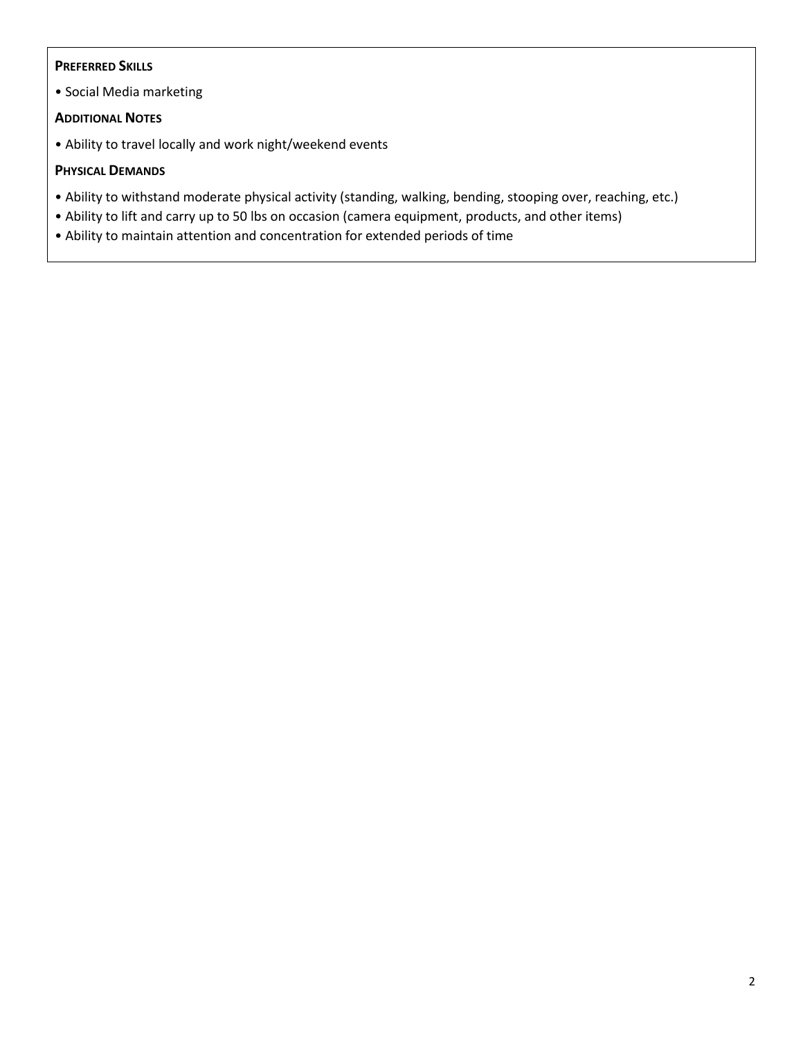### Preferred Skills

- Social Media marketing

### Additional Notes

- Ability to travel locally and work night/weekend events

### Physical Demands

- Ability to withstand moderate physical activity (standing, walking, bending, stooping over, reaching, etc.)
- Ability to lift and carry up to 50 lbs on occasion (camera equipment, products, and other items)
- Ability to maintain attention and concentration for extended periods of time